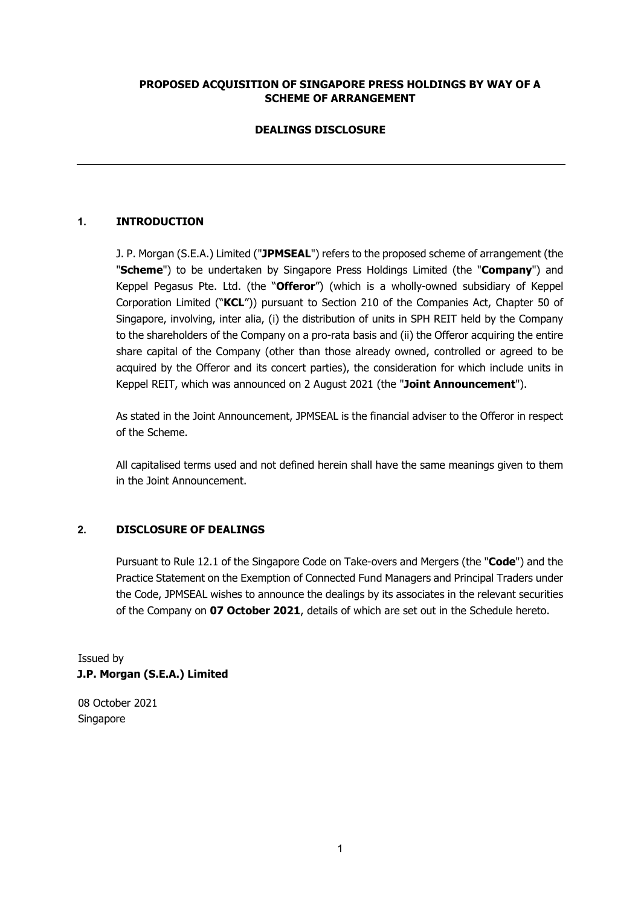**PROPOSED ACQUISITION OF SINGAPORE PRESS HOLDINGS BY WAY OF A SCHEME OF ARRANGEMENT**

**DEALINGS DISCLOSURE**

---

## 1. INTRODUCTION

J. P. Morgan (S.E.A.) Limited ("**JPMSEAL**") refers to the proposed scheme of arrangement (the "**Scheme**") to be undertaken by Singapore Press Holdings Limited (the "**Company**") and Keppel Pegasus Pte. Ltd. (the "**Offeror**") (which is a wholly-owned subsidiary of Keppel Corporation Limited ("**KCL**")) pursuant to Section 210 of the Companies Act, Chapter 50 of Singapore, involving, inter alia, (i) the distribution of units in SPH REIT held by the Company to the shareholders of the Company on a pro-rata basis and (ii) the Offeror acquiring the entire share capital of the Company (other than those already owned, controlled or agreed to be acquired by the Offeror and its concert parties), the consideration for which include units in Keppel REIT, which was announced on 2 August 2021 (the "**Joint Announcement**").

As stated in the Joint Announcement, JPMSEAL is the financial adviser to the Offeror in respect of the Scheme.

All capitalised terms used and not defined herein shall have the same meanings given to them in the Joint Announcement.

## 2. DISCLOSURE OF DEALINGS

Pursuant to Rule 12.1 of the Singapore Code on Take-overs and Mergers (the "**Code**") and the Practice Statement on the Exemption of Connected Fund Managers and Principal Traders under the Code, JPMSEAL wishes to announce the dealings by its associates in the relevant securities of the Company on **07 October 2021**, details of which are set out in the Schedule hereto.

Issued by
**J.P. Morgan (S.E.A.) Limited**

08 October 2021
Singapore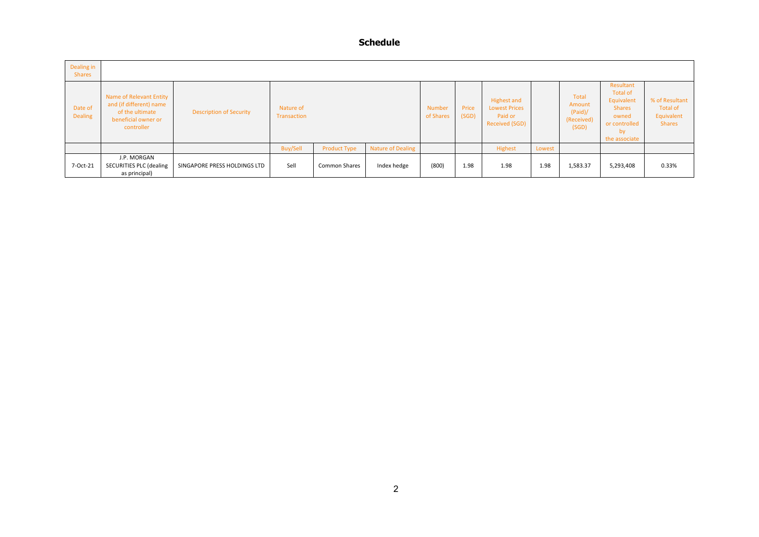## Schedule

| Dealing in Shares | | | | | | | | | | | | |
|---|---|---|---|---|---|---|---|---|---|---|---|---|
| Date of Dealing | Name of Relevant Entity and (if different) name of the ultimate beneficial owner or controller | Description of Security | Nature of Transaction | | | Number of Shares | Price (SGD) | Highest and Lowest Prices Paid or Received (SGD) | | Total Amount (Paid)/ (Received) (SGD) | Resultant Total of Equivalent Shares owned or controlled by the associate | % of Resultant Total of Equivalent Shares |
| | | | Buy/Sell | Product Type | Nature of Dealing | | | Highest | Lowest | | | |
| 7-Oct-21 | J.P. MORGAN SECURITIES PLC (dealing as principal) | SINGAPORE PRESS HOLDINGS LTD | Sell | Common Shares | Index hedge | (800) | 1.98 | 1.98 | 1.98 | 1,583.37 | 5,293,408 | 0.33% |